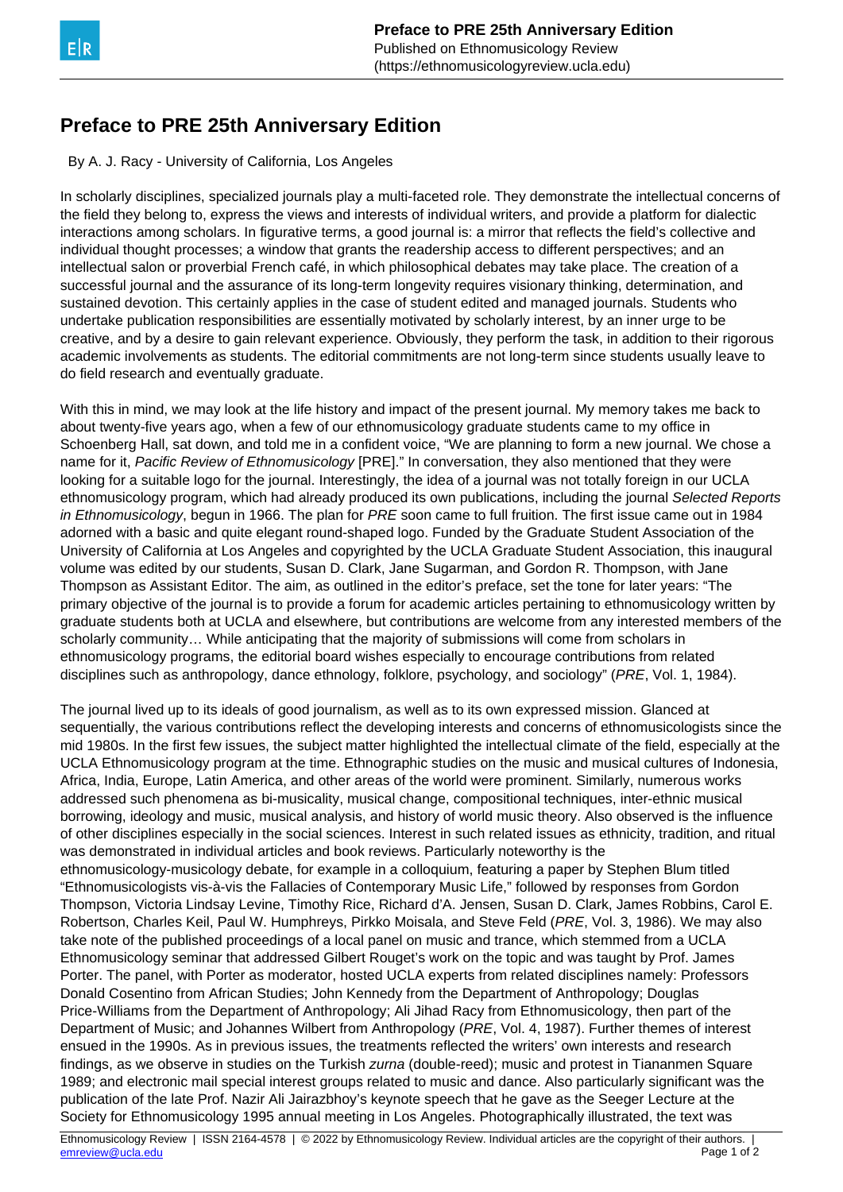# Preface to PRE 25th Anniversary Edition

By A. J. Racy - University of California, Los Angeles

In scholarly disciplines, specialized journals play a multi-faceted role. They demonstrate the intellectual concerns of the field they belong to, express the views and interests of individual writers, and provide a platform for dialectic interactions among scholars. In figurative terms, a good journal is: a mirror that reflects the field's collective and individual thought processes; a window that grants the readership access to different perspectives; and an intellectual salon or proverbial French café, in which philosophical debates may take place. The creation of a successful journal and the assurance of its long-term longevity requires visionary thinking, determination, and sustained devotion. This certainly applies in the case of student edited and managed journals. Students who undertake publication responsibilities are essentially motivated by scholarly interest, by an inner urge to be creative, and by a desire to gain relevant experience. Obviously, they perform the task, in addition to their rigorous academic involvements as students. The editorial commitments are not long-term since students usually leave to do field research and eventually graduate.

With this in mind, we may look at the life history and impact of the present journal. My memory takes me back to about twenty-five years ago, when a few of our ethnomusicology graduate students came to my office in Schoenberg Hall, sat down, and told me in a confident voice, "We are planning to form a new journal. We chose a name for it, *Pacific Review of Ethnomusicology* [PRE]." In conversation, they also mentioned that they were looking for a suitable logo for the journal. Interestingly, the idea of a journal was not totally foreign in our UCLA ethnomusicology program, which had already produced its own publications, including the journal *Selected Reports in Ethnomusicology*, begun in 1966. The plan for *PRE* soon came to full fruition. The first issue came out in 1984 adorned with a basic and quite elegant round-shaped logo. Funded by the Graduate Student Association of the University of California at Los Angeles and copyrighted by the UCLA Graduate Student Association, this inaugural volume was edited by our students, Susan D. Clark, Jane Sugarman, and Gordon R. Thompson, with Jane Thompson as Assistant Editor. The aim, as outlined in the editor's preface, set the tone for later years: "The primary objective of the journal is to provide a forum for academic articles pertaining to ethnomusicology written by graduate students both at UCLA and elsewhere, but contributions are welcome from any interested members of the scholarly community… While anticipating that the majority of submissions will come from scholars in ethnomusicology programs, the editorial board wishes especially to encourage contributions from related disciplines such as anthropology, dance ethnology, folklore, psychology, and sociology" (*PRE*, Vol. 1, 1984).

The journal lived up to its ideals of good journalism, as well as to its own expressed mission. Glanced at sequentially, the various contributions reflect the developing interests and concerns of ethnomusicologists since the mid 1980s. In the first few issues, the subject matter highlighted the intellectual climate of the field, especially at the UCLA Ethnomusicology program at the time. Ethnographic studies on the music and musical cultures of Indonesia, Africa, India, Europe, Latin America, and other areas of the world were prominent. Similarly, numerous works addressed such phenomena as bi-musicality, musical change, compositional techniques, inter-ethnic musical borrowing, ideology and music, musical analysis, and history of world music theory. Also observed is the influence of other disciplines especially in the social sciences. Interest in such related issues as ethnicity, tradition, and ritual was demonstrated in individual articles and book reviews. Particularly noteworthy is the ethnomusicology-musicology debate, for example in a colloquium, featuring a paper by Stephen Blum titled "Ethnomusicologists vis-à-vis the Fallacies of Contemporary Music Life," followed by responses from Gordon Thompson, Victoria Lindsay Levine, Timothy Rice, Richard d'A. Jensen, Susan D. Clark, James Robbins, Carol E. Robertson, Charles Keil, Paul W. Humphreys, Pirkko Moisala, and Steve Feld (*PRE*, Vol. 3, 1986). We may also take note of the published proceedings of a local panel on music and trance, which stemmed from a UCLA Ethnomusicology seminar that addressed Gilbert Rouget's work on the topic and was taught by Prof. James Porter. The panel, with Porter as moderator, hosted UCLA experts from related disciplines namely: Professors Donald Cosentino from African Studies; John Kennedy from the Department of Anthropology; Douglas Price-Williams from the Department of Anthropology; Ali Jihad Racy from Ethnomusicology, then part of the Department of Music; and Johannes Wilbert from Anthropology (*PRE*, Vol. 4, 1987). Further themes of interest ensued in the 1990s. As in previous issues, the treatments reflected the writers' own interests and research findings, as we observe in studies on the Turkish *zurna* (double-reed); music and protest in Tiananmen Square 1989; and electronic mail special interest groups related to music and dance. Also particularly significant was the publication of the late Prof. Nazir Ali Jairazbhoy's keynote speech that he gave as the Seeger Lecture at the Society for Ethnomusicology 1995 annual meeting in Los Angeles. Photographically illustrated, the text was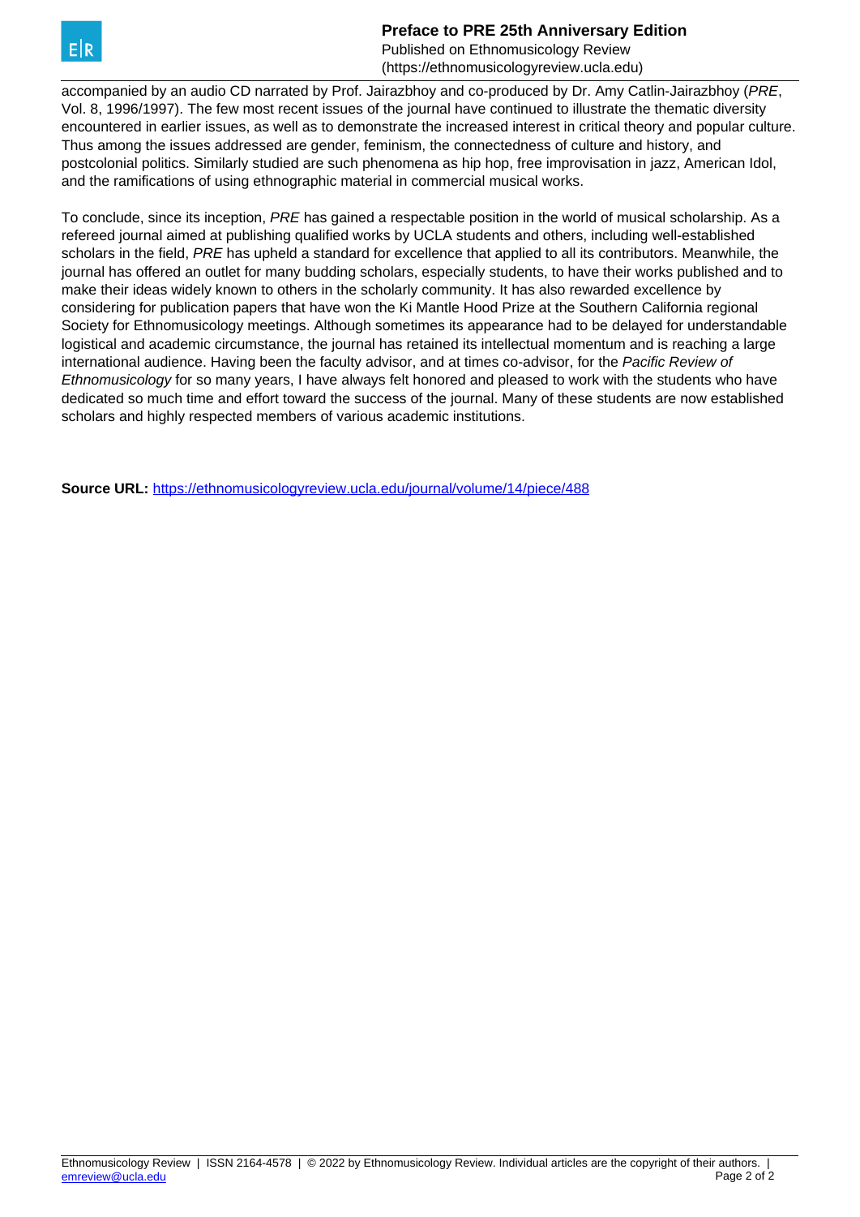accompanied by an audio CD narrated by Prof. Jairazbhoy and co-produced by Dr. Amy Catlin-Jairazbhoy (*PRE*, Vol. 8, 1996/1997). The few most recent issues of the journal have continued to illustrate the thematic diversity encountered in earlier issues, as well as to demonstrate the increased interest in critical theory and popular culture. Thus among the issues addressed are gender, feminism, the connectedness of culture and history, and postcolonial politics. Similarly studied are such phenomena as hip hop, free improvisation in jazz, American Idol, and the ramifications of using ethnographic material in commercial musical works.

To conclude, since its inception, *PRE* has gained a respectable position in the world of musical scholarship. As a refereed journal aimed at publishing qualified works by UCLA students and others, including well-established scholars in the field, *PRE* has upheld a standard for excellence that applied to all its contributors. Meanwhile, the journal has offered an outlet for many budding scholars, especially students, to have their works published and to make their ideas widely known to others in the scholarly community. It has also rewarded excellence by considering for publication papers that have won the Ki Mantle Hood Prize at the Southern California regional Society for Ethnomusicology meetings. Although sometimes its appearance had to be delayed for understandable logistical and academic circumstance, the journal has retained its intellectual momentum and is reaching a large international audience. Having been the faculty advisor, and at times co-advisor, for the *Pacific Review of Ethnomusicology* for so many years, I have always felt honored and pleased to work with the students who have dedicated so much time and effort toward the success of the journal. Many of these students are now established scholars and highly respected members of various academic institutions.

**Source URL:** https://ethnomusicologyreview.ucla.edu/journal/volume/14/piece/488